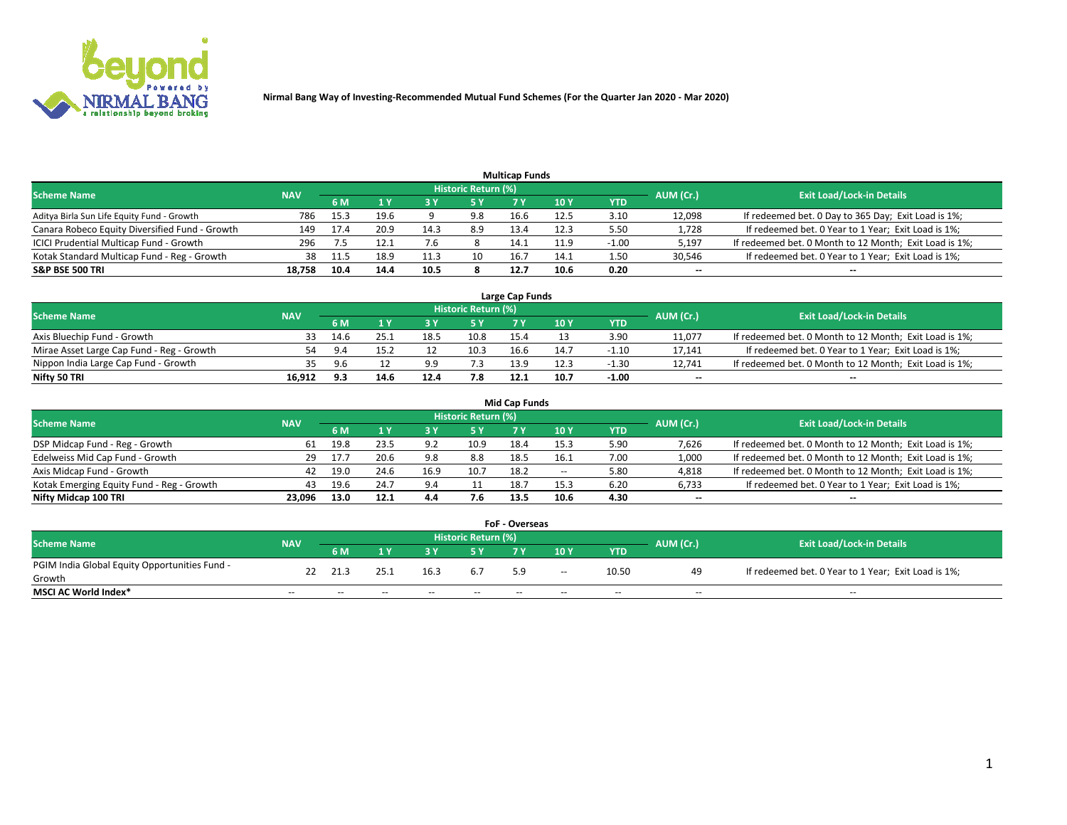# Nirmal Bang Way of Investing-Recommended Mutual Fund Schemes (For the Quarter Jan 2020 - Mar 2020)

## Multicap Funds

| Scheme Name | NAV | Historic Return (%) | | | | | | | AUM (Cr.) | Exit Load/Lock-in Details |
|---|---|---|---|---|---|---|---|---|---|---|
| | | 6 M | 1 Y | 3 Y | 5 Y | 7 Y | 10 Y | YTD | | |
| Aditya Birla Sun Life Equity Fund - Growth | 786 | 15.3 | 19.6 | 9 | 9.8 | 16.6 | 12.5 | 3.10 | 12,098 | If redeemed bet. 0 Day to 365 Day; Exit Load is 1%; |
| Canara Robeco Equity Diversified Fund - Growth | 149 | 17.4 | 20.9 | 14.3 | 8.9 | 13.4 | 12.3 | 5.50 | 1,728 | If redeemed bet. 0 Year to 1 Year; Exit Load is 1%; |
| ICICI Prudential Multicap Fund - Growth | 296 | 7.5 | 12.1 | 7.6 | 8 | 14.1 | 11.9 | -1.00 | 5,197 | If redeemed bet. 0 Month to 12 Month; Exit Load is 1%; |
| Kotak Standard Multicap Fund - Reg - Growth | 38 | 11.5 | 18.9 | 11.3 | 10 | 16.7 | 14.1 | 1.50 | 30,546 | If redeemed bet. 0 Year to 1 Year; Exit Load is 1%; |
| **S&P BSE 500 TRI** | **18,758** | **10.4** | **14.4** | **10.5** | **8** | **12.7** | **10.6** | **0.20** | **--** | **--** |

## Large Cap Funds

| Scheme Name | NAV | Historic Return (%) | | | | | | | AUM (Cr.) | Exit Load/Lock-in Details |
|---|---|---|---|---|---|---|---|---|---|---|
| | | 6 M | 1 Y | 3 Y | 5 Y | 7 Y | 10 Y | YTD | | |
| Axis Bluechip Fund - Growth | 33 | 14.6 | 25.1 | 18.5 | 10.8 | 15.4 | 13 | 3.90 | 11,077 | If redeemed bet. 0 Month to 12 Month; Exit Load is 1%; |
| Mirae Asset Large Cap Fund - Reg - Growth | 54 | 9.4 | 15.2 | 12 | 10.3 | 16.6 | 14.7 | -1.10 | 17,141 | If redeemed bet. 0 Year to 1 Year; Exit Load is 1%; |
| Nippon India Large Cap Fund - Growth | 35 | 9.6 | 12 | 9.9 | 7.3 | 13.9 | 12.3 | -1.30 | 12,741 | If redeemed bet. 0 Month to 12 Month; Exit Load is 1%; |
| **Nifty 50 TRI** | **16,912** | **9.3** | **14.6** | **12.4** | **7.8** | **12.1** | **10.7** | **-1.00** | **--** | **--** |

## Mid Cap Funds

| Scheme Name | NAV | Historic Return (%) | | | | | | | AUM (Cr.) | Exit Load/Lock-in Details |
|---|---|---|---|---|---|---|---|---|---|---|
| | | 6 M | 1 Y | 3 Y | 5 Y | 7 Y | 10 Y | YTD | | |
| DSP Midcap Fund - Reg - Growth | 61 | 19.8 | 23.5 | 9.2 | 10.9 | 18.4 | 15.3 | 5.90 | 7,626 | If redeemed bet. 0 Month to 12 Month; Exit Load is 1%; |
| Edelweiss Mid Cap Fund - Growth | 29 | 17.7 | 20.6 | 9.8 | 8.8 | 18.5 | 16.1 | 7.00 | 1,000 | If redeemed bet. 0 Month to 12 Month; Exit Load is 1%; |
| Axis Midcap Fund - Growth | 42 | 19.0 | 24.6 | 16.9 | 10.7 | 18.2 | -- | 5.80 | 4,818 | If redeemed bet. 0 Month to 12 Month; Exit Load is 1%; |
| Kotak Emerging Equity Fund - Reg - Growth | 43 | 19.6 | 24.7 | 9.4 | 11 | 18.7 | 15.3 | 6.20 | 6,733 | If redeemed bet. 0 Year to 1 Year; Exit Load is 1%; |
| **Nifty Midcap 100 TRI** | **23,096** | **13.0** | **12.1** | **4.4** | **7.6** | **13.5** | **10.6** | **4.30** | **--** | **--** |

## FoF - Overseas

| Scheme Name | NAV | Historic Return (%) | | | | | | | AUM (Cr.) | Exit Load/Lock-in Details |
|---|---|---|---|---|---|---|---|---|---|---|
| | | 6 M | 1 Y | 3 Y | 5 Y | 7 Y | 10 Y | YTD | | |
| PGIM India Global Equity Opportunities Fund - Growth | 22 | 21.3 | 25.1 | 16.3 | 6.7 | 5.9 | -- | 10.50 | 49 | If redeemed bet. 0 Year to 1 Year; Exit Load is 1%; |
| **MSCI AC World Index*** | -- | -- | -- | -- | -- | -- | -- | -- | -- | -- |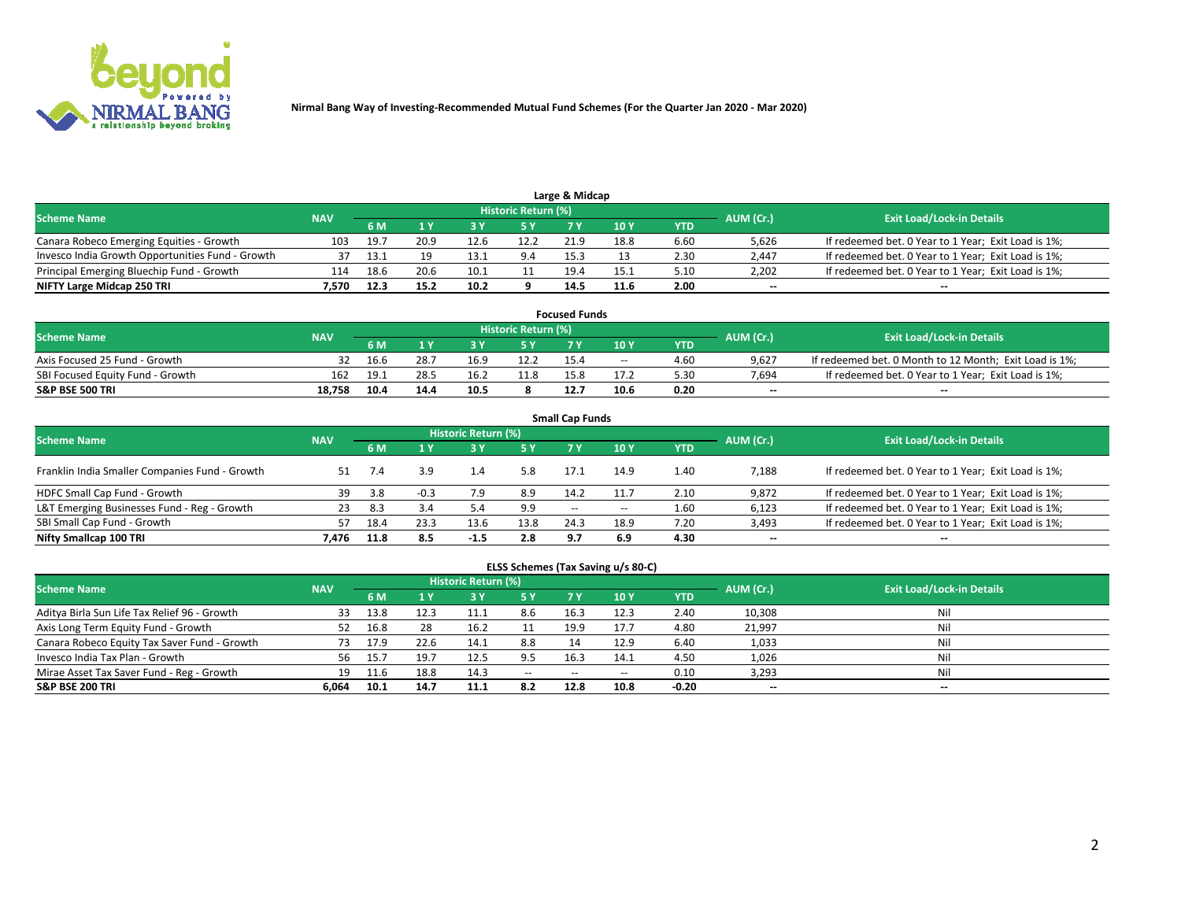Nirmal Bang Way of Investing-Recommended Mutual Fund Schemes (For the Quarter Jan 2020 - Mar 2020)

## Large & Midcap

| Scheme Name | NAV | Historic Return (%) | | | | | | | AUM (Cr.) | Exit Load/Lock-in Details |
|---|---|---|---|---|---|---|---|---|---|---|
| | | 6 M | 1 Y | 3 Y | 5 Y | 7 Y | 10 Y | YTD | | |
| Canara Robeco Emerging Equities - Growth | 103 | 19.7 | 20.9 | 12.6 | 12.2 | 21.9 | 18.8 | 6.60 | 5,626 | If redeemed bet. 0 Year to 1 Year; Exit Load is 1%; |
| Invesco India Growth Opportunities Fund - Growth | 37 | 13.1 | 19 | 13.1 | 9.4 | 15.3 | 13 | 2.30 | 2,447 | If redeemed bet. 0 Year to 1 Year; Exit Load is 1%; |
| Principal Emerging Bluechip Fund - Growth | 114 | 18.6 | 20.6 | 10.1 | 11 | 19.4 | 15.1 | 5.10 | 2,202 | If redeemed bet. 0 Year to 1 Year; Exit Load is 1%; |
| **NIFTY Large Midcap 250 TRI** | **7,570** | **12.3** | **15.2** | **10.2** | **9** | **14.5** | **11.6** | **2.00** | **--** | **--** |

## Focused Funds

| Scheme Name | NAV | Historic Return (%) | | | | | | | AUM (Cr.) | Exit Load/Lock-in Details |
|---|---|---|---|---|---|---|---|---|---|---|
| | | 6 M | 1 Y | 3 Y | 5 Y | 7 Y | 10 Y | YTD | | |
| Axis Focused 25 Fund - Growth | 32 | 16.6 | 28.7 | 16.9 | 12.2 | 15.4 | -- | 4.60 | 9,627 | If redeemed bet. 0 Month to 12 Month; Exit Load is 1%; |
| SBI Focused Equity Fund - Growth | 162 | 19.1 | 28.5 | 16.2 | 11.8 | 15.8 | 17.2 | 5.30 | 7,694 | If redeemed bet. 0 Year to 1 Year; Exit Load is 1%; |
| **S&P BSE 500 TRI** | **18,758** | **10.4** | **14.4** | **10.5** | **8** | **12.7** | **10.6** | **0.20** | **--** | **--** |

## Small Cap Funds

| Scheme Name | NAV | Historic Return (%) | | | | | | | AUM (Cr.) | Exit Load/Lock-in Details |
|---|---|---|---|---|---|---|---|---|---|---|
| | | 6 M | 1 Y | 3 Y | 5 Y | 7 Y | 10 Y | YTD | | |
| Franklin India Smaller Companies Fund - Growth | 51 | 7.4 | 3.9 | 1.4 | 5.8 | 17.1 | 14.9 | 1.40 | 7,188 | If redeemed bet. 0 Year to 1 Year; Exit Load is 1%; |
| HDFC Small Cap Fund - Growth | 39 | 3.8 | -0.3 | 7.9 | 8.9 | 14.2 | 11.7 | 2.10 | 9,872 | If redeemed bet. 0 Year to 1 Year; Exit Load is 1%; |
| L&T Emerging Businesses Fund - Reg - Growth | 23 | 8.3 | 3.4 | 5.4 | 9.9 | -- | -- | 1.60 | 6,123 | If redeemed bet. 0 Year to 1 Year; Exit Load is 1%; |
| SBI Small Cap Fund - Growth | 57 | 18.4 | 23.3 | 13.6 | 13.8 | 24.3 | 18.9 | 7.20 | 3,493 | If redeemed bet. 0 Year to 1 Year; Exit Load is 1%; |
| **Nifty Smallcap 100 TRI** | **7,476** | **11.8** | **8.5** | **-1.5** | **2.8** | **9.7** | **6.9** | **4.30** | **--** | **--** |

## ELSS Schemes (Tax Saving u/s 80-C)

| Scheme Name | NAV | Historic Return (%) | | | | | | | AUM (Cr.) | Exit Load/Lock-in Details |
|---|---|---|---|---|---|---|---|---|---|---|
| | | 6 M | 1 Y | 3 Y | 5 Y | 7 Y | 10 Y | YTD | | |
| Aditya Birla Sun Life Tax Relief 96 - Growth | 33 | 13.8 | 12.3 | 11.1 | 8.6 | 16.3 | 12.3 | 2.40 | 10,308 | Nil |
| Axis Long Term Equity Fund - Growth | 52 | 16.8 | 28 | 16.2 | 11 | 19.9 | 17.7 | 4.80 | 21,997 | Nil |
| Canara Robeco Equity Tax Saver Fund - Growth | 73 | 17.9 | 22.6 | 14.1 | 8.8 | 14 | 12.9 | 6.40 | 1,033 | Nil |
| Invesco India Tax Plan - Growth | 56 | 15.7 | 19.7 | 12.5 | 9.5 | 16.3 | 14.1 | 4.50 | 1,026 | Nil |
| Mirae Asset Tax Saver Fund - Reg - Growth | 19 | 11.6 | 18.8 | 14.3 | -- | -- | -- | 0.10 | 3,293 | Nil |
| **S&P BSE 200 TRI** | **6,064** | **10.1** | **14.7** | **11.1** | **8.2** | **12.8** | **10.8** | **-0.20** | **--** | **--** |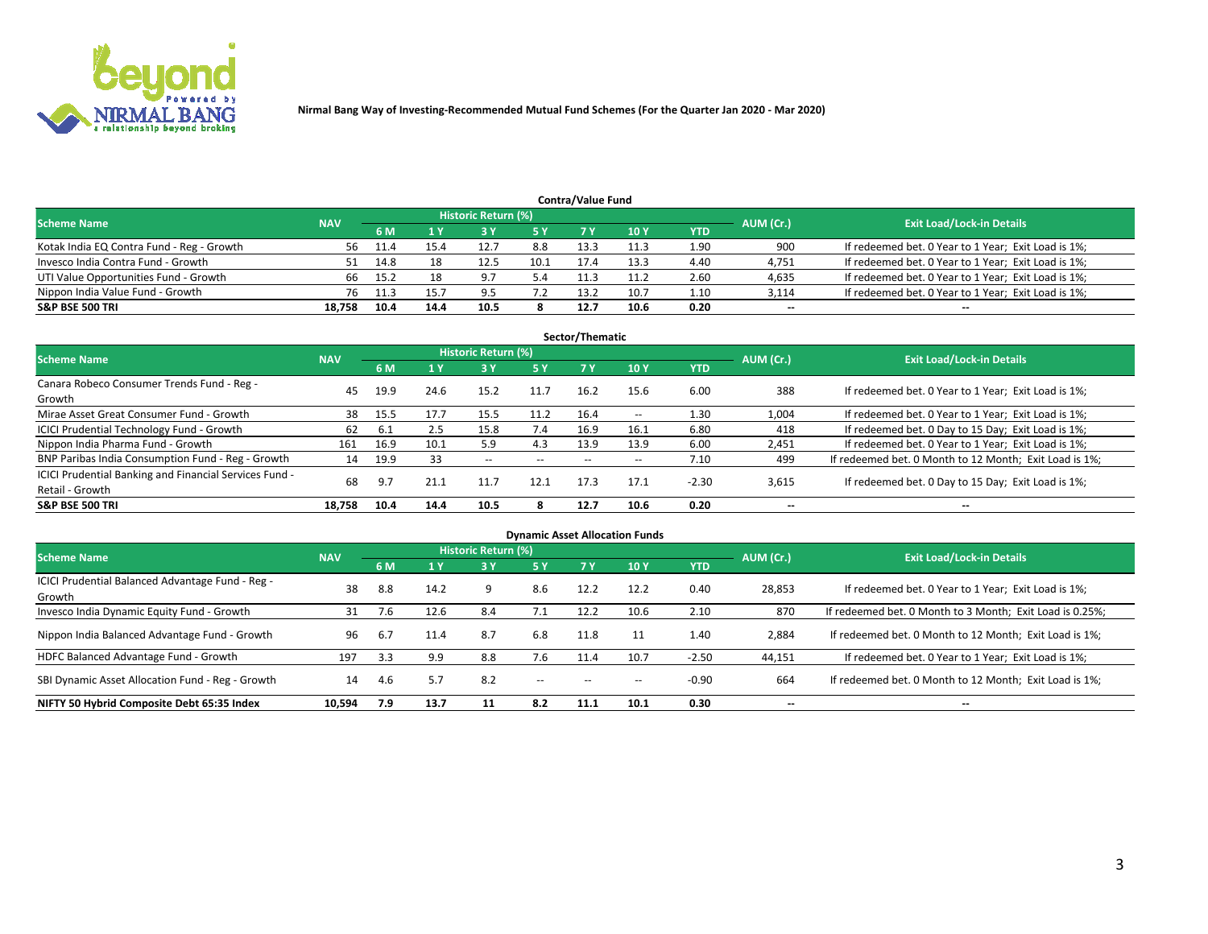Nirmal Bang Way of Investing-Recommended Mutual Fund Schemes (For the Quarter Jan 2020 - Mar 2020)

## Contra/Value Fund

| Scheme Name | NAV | Historic Return (%) | | | | | | | AUM (Cr.) | Exit Load/Lock-in Details |
|---|---|---|---|---|---|---|---|---|---|---|
| | | 6 M | 1 Y | 3 Y | 5 Y | 7 Y | 10 Y | YTD | | |
| Kotak India EQ Contra Fund - Reg - Growth | 56 | 11.4 | 15.4 | 12.7 | 8.8 | 13.3 | 11.3 | 1.90 | 900 | If redeemed bet. 0 Year to 1 Year; Exit Load is 1%; |
| Invesco India Contra Fund - Growth | 51 | 14.8 | 18 | 12.5 | 10.1 | 17.4 | 13.3 | 4.40 | 4,751 | If redeemed bet. 0 Year to 1 Year; Exit Load is 1%; |
| UTI Value Opportunities Fund - Growth | 66 | 15.2 | 18 | 9.7 | 5.4 | 11.3 | 11.2 | 2.60 | 4,635 | If redeemed bet. 0 Year to 1 Year; Exit Load is 1%; |
| Nippon India Value Fund - Growth | 76 | 11.3 | 15.7 | 9.5 | 7.2 | 13.2 | 10.7 | 1.10 | 3,114 | If redeemed bet. 0 Year to 1 Year; Exit Load is 1%; |
| **S&P BSE 500 TRI** | **18,758** | **10.4** | **14.4** | **10.5** | **8** | **12.7** | **10.6** | **0.20** | -- | -- |

## Sector/Thematic

| Scheme Name | NAV | Historic Return (%) | | | | | | | AUM (Cr.) | Exit Load/Lock-in Details |
|---|---|---|---|---|---|---|---|---|---|---|
| | | 6 M | 1 Y | 3 Y | 5 Y | 7 Y | 10 Y | YTD | | |
| Canara Robeco Consumer Trends Fund - Reg - Growth | 45 | 19.9 | 24.6 | 15.2 | 11.7 | 16.2 | 15.6 | 6.00 | 388 | If redeemed bet. 0 Year to 1 Year; Exit Load is 1%; |
| Mirae Asset Great Consumer Fund - Growth | 38 | 15.5 | 17.7 | 15.5 | 11.2 | 16.4 | -- | 1.30 | 1,004 | If redeemed bet. 0 Year to 1 Year; Exit Load is 1%; |
| ICICI Prudential Technology Fund - Growth | 62 | 6.1 | 2.5 | 15.8 | 7.4 | 16.9 | 16.1 | 6.80 | 418 | If redeemed bet. 0 Day to 15 Day; Exit Load is 1%; |
| Nippon India Pharma Fund - Growth | 161 | 16.9 | 10.1 | 5.9 | 4.3 | 13.9 | 13.9 | 6.00 | 2,451 | If redeemed bet. 0 Year to 1 Year; Exit Load is 1%; |
| BNP Paribas India Consumption Fund - Reg - Growth | 14 | 19.9 | 33 | -- | -- | -- | -- | 7.10 | 499 | If redeemed bet. 0 Month to 12 Month; Exit Load is 1%; |
| ICICI Prudential Banking and Financial Services Fund - Retail - Growth | 68 | 9.7 | 21.1 | 11.7 | 12.1 | 17.3 | 17.1 | -2.30 | 3,615 | If redeemed bet. 0 Day to 15 Day; Exit Load is 1%; |
| **S&P BSE 500 TRI** | **18,758** | **10.4** | **14.4** | **10.5** | **8** | **12.7** | **10.6** | **0.20** | -- | -- |

## Dynamic Asset Allocation Funds

| Scheme Name | NAV | Historic Return (%) | | | | | | | AUM (Cr.) | Exit Load/Lock-in Details |
|---|---|---|---|---|---|---|---|---|---|---|
| | | 6 M | 1 Y | 3 Y | 5 Y | 7 Y | 10 Y | YTD | | |
| ICICI Prudential Balanced Advantage Fund - Reg - Growth | 38 | 8.8 | 14.2 | 9 | 8.6 | 12.2 | 12.2 | 0.40 | 28,853 | If redeemed bet. 0 Year to 1 Year; Exit Load is 1%; |
| Invesco India Dynamic Equity Fund - Growth | 31 | 7.6 | 12.6 | 8.4 | 7.1 | 12.2 | 10.6 | 2.10 | 870 | If redeemed bet. 0 Month to 3 Month; Exit Load is 0.25%; |
| Nippon India Balanced Advantage Fund - Growth | 96 | 6.7 | 11.4 | 8.7 | 6.8 | 11.8 | 11 | 1.40 | 2,884 | If redeemed bet. 0 Month to 12 Month; Exit Load is 1%; |
| HDFC Balanced Advantage Fund - Growth | 197 | 3.3 | 9.9 | 8.8 | 7.6 | 11.4 | 10.7 | -2.50 | 44,151 | If redeemed bet. 0 Year to 1 Year; Exit Load is 1%; |
| SBI Dynamic Asset Allocation Fund - Reg - Growth | 14 | 4.6 | 5.7 | 8.2 | -- | -- | -- | -0.90 | 664 | If redeemed bet. 0 Month to 12 Month; Exit Load is 1%; |
| **NIFTY 50 Hybrid Composite Debt 65:35 Index** | **10,594** | **7.9** | **13.7** | **11** | **8.2** | **11.1** | **10.1** | **0.30** | -- | -- |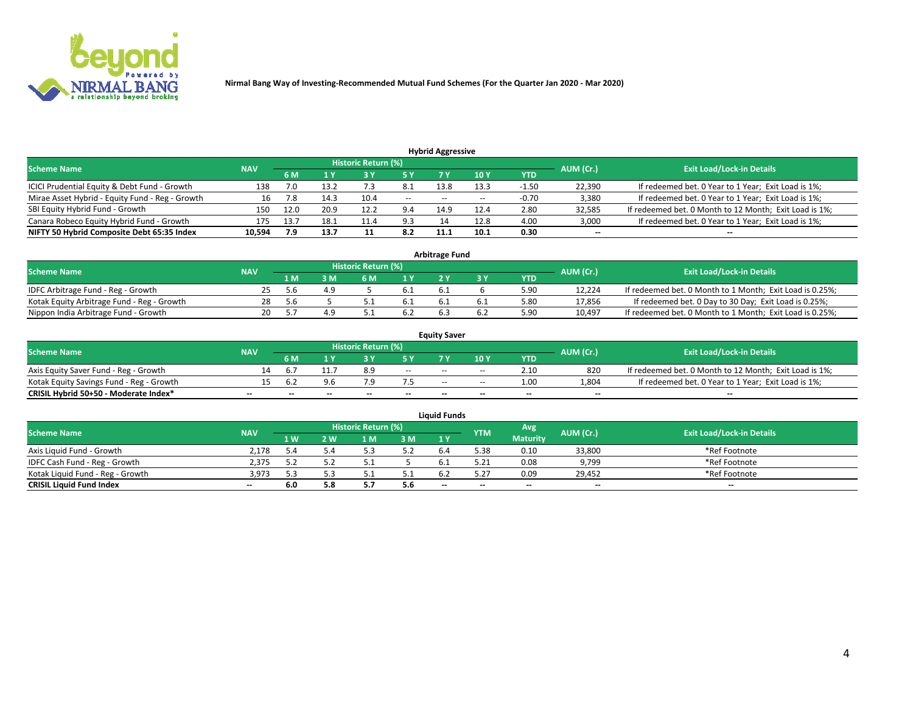Nirmal Bang Way of Investing-Recommended Mutual Fund Schemes (For the Quarter Jan 2020 - Mar 2020)

## Hybrid Aggressive

| Scheme Name | NAV | Historic Return (%) | | | | | | | AUM (Cr.) | Exit Load/Lock-in Details |
|---|---|---|---|---|---|---|---|---|---|---|
| | | 6 M | 1 Y | 3 Y | 5 Y | 7 Y | 10 Y | YTD | | |
| ICICI Prudential Equity & Debt Fund - Growth | 138 | 7.0 | 13.2 | 7.3 | 8.1 | 13.8 | 13.3 | -1.50 | 22,390 | If redeemed bet. 0 Year to 1 Year; Exit Load is 1%; |
| Mirae Asset Hybrid - Equity Fund - Reg - Growth | 16 | 7.8 | 14.3 | 10.4 | -- | -- | -- | -0.70 | 3,380 | If redeemed bet. 0 Year to 1 Year; Exit Load is 1%; |
| SBI Equity Hybrid Fund - Growth | 150 | 12.0 | 20.9 | 12.2 | 9.4 | 14.9 | 12.4 | 2.80 | 32,585 | If redeemed bet. 0 Month to 12 Month; Exit Load is 1%; |
| Canara Robeco Equity Hybrid Fund - Growth | 175 | 13.7 | 18.1 | 11.4 | 9.3 | 14 | 12.8 | 4.00 | 3,000 | If redeemed bet. 0 Year to 1 Year; Exit Load is 1%; |
| **NIFTY 50 Hybrid Composite Debt 65:35 Index** | **10,594** | **7.9** | **13.7** | **11** | **8.2** | **11.1** | **10.1** | **0.30** | **--** | **--** |

## Arbitrage Fund

| Scheme Name | NAV | Historic Return (%) | | | | | | | AUM (Cr.) | Exit Load/Lock-in Details |
|---|---|---|---|---|---|---|---|---|---|---|
| | | 1 M | 3 M | 6 M | 1 Y | 2 Y | 3 Y | YTD | | |
| IDFC Arbitrage Fund - Reg - Growth | 25 | 5.6 | 4.9 | 5 | 6.1 | 6.1 | 6 | 5.90 | 12,224 | If redeemed bet. 0 Month to 1 Month; Exit Load is 0.25%; |
| Kotak Equity Arbitrage Fund - Reg - Growth | 28 | 5.6 | 5 | 5.1 | 6.1 | 6.1 | 6.1 | 5.80 | 17,856 | If redeemed bet. 0 Day to 30 Day; Exit Load is 0.25%; |
| Nippon India Arbitrage Fund - Growth | 20 | 5.7 | 4.9 | 5.1 | 6.2 | 6.3 | 6.2 | 5.90 | 10,497 | If redeemed bet. 0 Month to 1 Month; Exit Load is 0.25%; |

## Equity Saver

| Scheme Name | NAV | Historic Return (%) | | | | | | | AUM (Cr.) | Exit Load/Lock-in Details |
|---|---|---|---|---|---|---|---|---|---|---|
| | | 6 M | 1 Y | 3 Y | 5 Y | 7 Y | 10 Y | YTD | | |
| Axis Equity Saver Fund - Reg - Growth | 14 | 6.7 | 11.7 | 8.9 | -- | -- | -- | 2.10 | 820 | If redeemed bet. 0 Month to 12 Month; Exit Load is 1%; |
| Kotak Equity Savings Fund - Reg - Growth | 15 | 6.2 | 9.6 | 7.9 | 7.5 | -- | -- | 1.00 | 1,804 | If redeemed bet. 0 Year to 1 Year; Exit Load is 1%; |
| **CRISIL Hybrid 50+50 - Moderate Index*** | **--** | **--** | **--** | **--** | **--** | **--** | **--** | **--** | **--** | **--** |

## Liquid Funds

| Scheme Name | NAV | Historic Return (%) | | | | | YTM | Avg Maturity | AUM (Cr.) | Exit Load/Lock-in Details |
|---|---|---|---|---|---|---|---|---|---|---|
| | | 1 W | 2 W | 1 M | 3 M | 1 Y | | | | |
| Axis Liquid Fund - Growth | 2,178 | 5.4 | 5.4 | 5.3 | 5.2 | 6.4 | 5.38 | 0.10 | 33,800 | *Ref Footnote |
| IDFC Cash Fund - Reg - Growth | 2,375 | 5.2 | 5.2 | 5.1 | 5 | 6.1 | 5.21 | 0.08 | 9,799 | *Ref Footnote |
| Kotak Liquid Fund - Reg - Growth | 3,973 | 5.3 | 5.3 | 5.1 | 5.1 | 6.2 | 5.27 | 0.09 | 29,452 | *Ref Footnote |
| **CRISIL Liquid Fund Index** | **--** | **6.0** | **5.8** | **5.7** | **5.6** | **--** | **--** | **--** | **--** | **--** |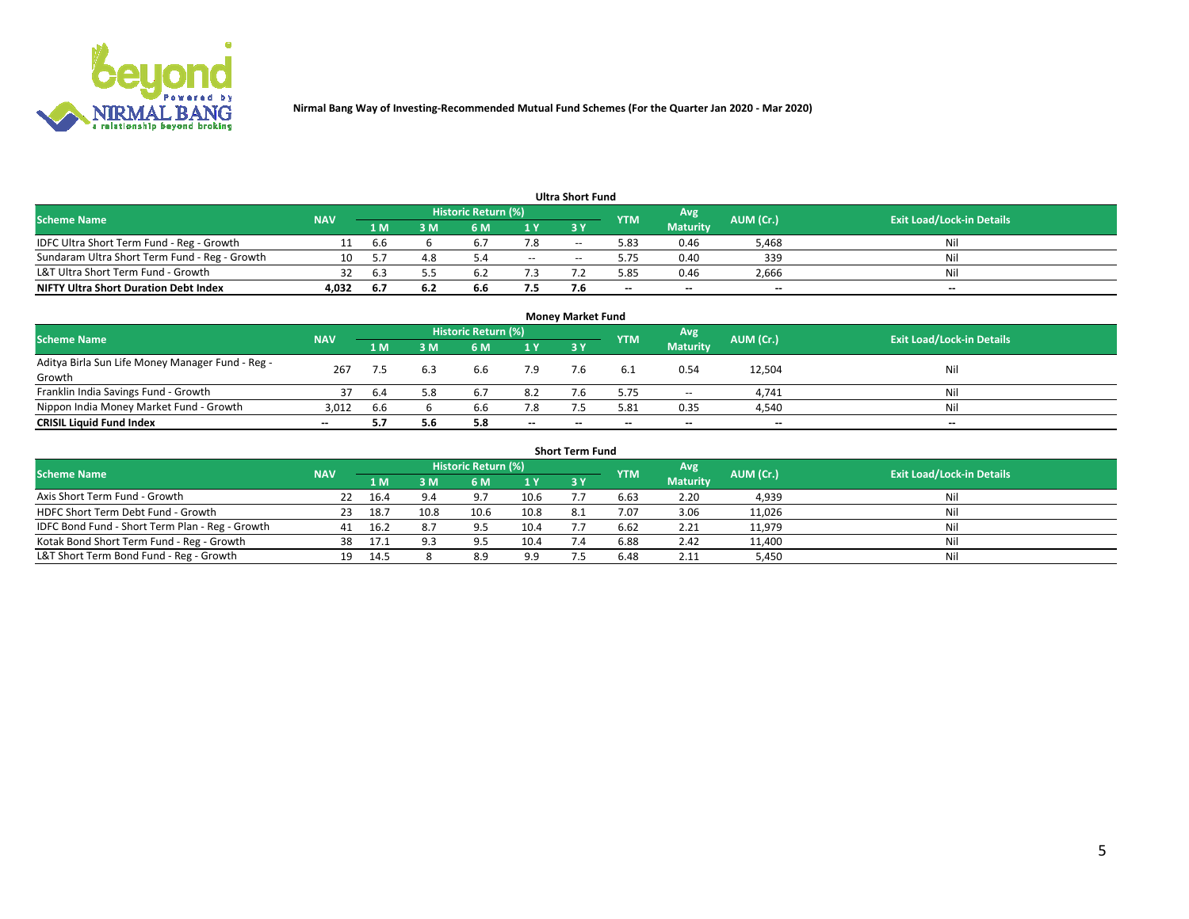Nirmal Bang Way of Investing-Recommended Mutual Fund Schemes (For the Quarter Jan 2020 - Mar 2020)

## Ultra Short Fund

| Scheme Name | NAV | Historic Return (%) | | | | | YTM | Avg Maturity | AUM (Cr.) | Exit Load/Lock-in Details |
|---|---|---|---|---|---|---|---|---|---|---|
| | | 1 M | 3 M | 6 M | 1 Y | 3 Y | | | | |
| IDFC Ultra Short Term Fund - Reg - Growth | 11 | 6.6 | 6 | 6.7 | 7.8 | -- | 5.83 | 0.46 | 5,468 | Nil |
| Sundaram Ultra Short Term Fund - Reg - Growth | 10 | 5.7 | 4.8 | 5.4 | -- | -- | 5.75 | 0.40 | 339 | Nil |
| L&T Ultra Short Term Fund - Growth | 32 | 6.3 | 5.5 | 6.2 | 7.3 | 7.2 | 5.85 | 0.46 | 2,666 | Nil |
| **NIFTY Ultra Short Duration Debt Index** | **4,032** | **6.7** | **6.2** | **6.6** | **7.5** | **7.6** | **--** | **--** | **--** | **--** |

## Money Market Fund

| Scheme Name | NAV | Historic Return (%) | | | | | YTM | Avg Maturity | AUM (Cr.) | Exit Load/Lock-in Details |
|---|---|---|---|---|---|---|---|---|---|---|
| | | 1 M | 3 M | 6 M | 1 Y | 3 Y | | | | |
| Aditya Birla Sun Life Money Manager Fund - Reg - Growth | 267 | 7.5 | 6.3 | 6.6 | 7.9 | 7.6 | 6.1 | 0.54 | 12,504 | Nil |
| Franklin India Savings Fund - Growth | 37 | 6.4 | 5.8 | 6.7 | 8.2 | 7.6 | 5.75 | -- | 4,741 | Nil |
| Nippon India Money Market Fund - Growth | 3,012 | 6.6 | 6 | 6.6 | 7.8 | 7.5 | 5.81 | 0.35 | 4,540 | Nil |
| **CRISIL Liquid Fund Index** | **--** | **5.7** | **5.6** | **5.8** | **--** | **--** | **--** | **--** | **--** | **--** |

## Short Term Fund

| Scheme Name | NAV | Historic Return (%) | | | | | YTM | Avg Maturity | AUM (Cr.) | Exit Load/Lock-in Details |
|---|---|---|---|---|---|---|---|---|---|---|
| | | 1 M | 3 M | 6 M | 1 Y | 3 Y | | | | |
| Axis Short Term Fund - Growth | 22 | 16.4 | 9.4 | 9.7 | 10.6 | 7.7 | 6.63 | 2.20 | 4,939 | Nil |
| HDFC Short Term Debt Fund - Growth | 23 | 18.7 | 10.8 | 10.6 | 10.8 | 8.1 | 7.07 | 3.06 | 11,026 | Nil |
| IDFC Bond Fund - Short Term Plan - Reg - Growth | 41 | 16.2 | 8.7 | 9.5 | 10.4 | 7.7 | 6.62 | 2.21 | 11,979 | Nil |
| Kotak Bond Short Term Fund - Reg - Growth | 38 | 17.1 | 9.3 | 9.5 | 10.4 | 7.4 | 6.88 | 2.42 | 11,400 | Nil |
| L&T Short Term Bond Fund - Reg - Growth | 19 | 14.5 | 8 | 8.9 | 9.9 | 7.5 | 6.48 | 2.11 | 5,450 | Nil |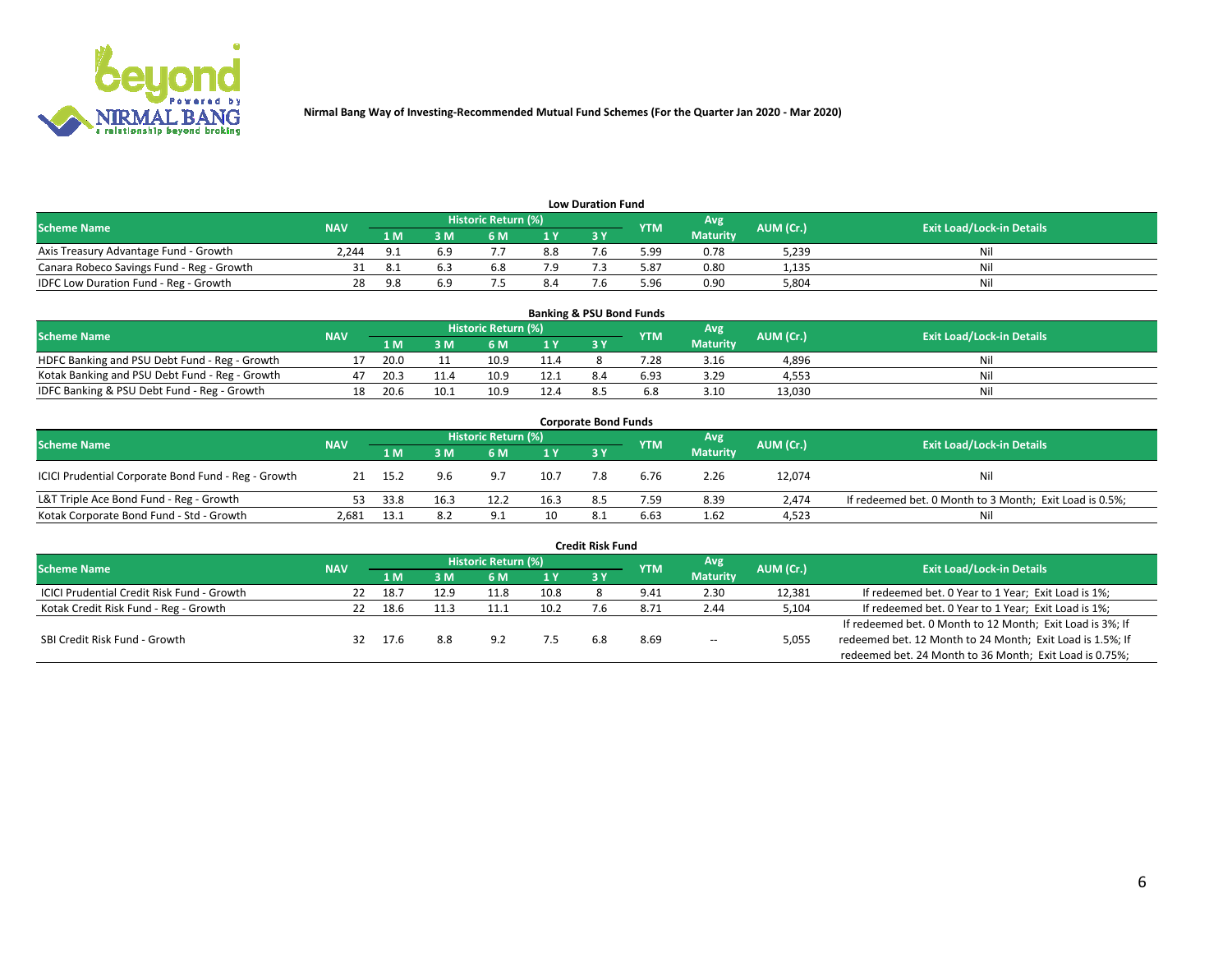Nirmal Bang Way of Investing-Recommended Mutual Fund Schemes (For the Quarter Jan 2020 - Mar 2020)

### Low Duration Fund

| Scheme Name | NAV | Historic Return (%) | | | | | YTM | Avg Maturity | AUM (Cr.) | Exit Load/Lock-in Details |
|---|---|---|---|---|---|---|---|---|---|---|
| | | 1 M | 3 M | 6 M | 1 Y | 3 Y | | | | |
| Axis Treasury Advantage Fund - Growth | 2,244 | 9.1 | 6.9 | 7.7 | 8.8 | 7.6 | 5.99 | 0.78 | 5,239 | Nil |
| Canara Robeco Savings Fund - Reg - Growth | 31 | 8.1 | 6.3 | 6.8 | 7.9 | 7.3 | 5.87 | 0.80 | 1,135 | Nil |
| IDFC Low Duration Fund - Reg - Growth | 28 | 9.8 | 6.9 | 7.5 | 8.4 | 7.6 | 5.96 | 0.90 | 5,804 | Nil |

### Banking & PSU Bond Funds

| Scheme Name | NAV | Historic Return (%) | | | | | YTM | Avg Maturity | AUM (Cr.) | Exit Load/Lock-in Details |
|---|---|---|---|---|---|---|---|---|---|---|
| | | 1 M | 3 M | 6 M | 1 Y | 3 Y | | | | |
| HDFC Banking and PSU Debt Fund - Reg - Growth | 17 | 20.0 | 11 | 10.9 | 11.4 | 8 | 7.28 | 3.16 | 4,896 | Nil |
| Kotak Banking and PSU Debt Fund - Reg - Growth | 47 | 20.3 | 11.4 | 10.9 | 12.1 | 8.4 | 6.93 | 3.29 | 4,553 | Nil |
| IDFC Banking & PSU Debt Fund - Reg - Growth | 18 | 20.6 | 10.1 | 10.9 | 12.4 | 8.5 | 6.8 | 3.10 | 13,030 | Nil |

### Corporate Bond Funds

| Scheme Name | NAV | Historic Return (%) | | | | | YTM | Avg Maturity | AUM (Cr.) | Exit Load/Lock-in Details |
|---|---|---|---|---|---|---|---|---|---|---|
| | | 1 M | 3 M | 6 M | 1 Y | 3 Y | | | | |
| ICICI Prudential Corporate Bond Fund - Reg - Growth | 21 | 15.2 | 9.6 | 9.7 | 10.7 | 7.8 | 6.76 | 2.26 | 12,074 | Nil |
| L&T Triple Ace Bond Fund - Reg - Growth | 53 | 33.8 | 16.3 | 12.2 | 16.3 | 8.5 | 7.59 | 8.39 | 2,474 | If redeemed bet. 0 Month to 3 Month; Exit Load is 0.5%; |
| Kotak Corporate Bond Fund - Std - Growth | 2,681 | 13.1 | 8.2 | 9.1 | 10 | 8.1 | 6.63 | 1.62 | 4,523 | Nil |

### Credit Risk Fund

| Scheme Name | NAV | Historic Return (%) | | | | | YTM | Avg Maturity | AUM (Cr.) | Exit Load/Lock-in Details |
|---|---|---|---|---|---|---|---|---|---|---|
| | | 1 M | 3 M | 6 M | 1 Y | 3 Y | | | | |
| ICICI Prudential Credit Risk Fund - Growth | 22 | 18.7 | 12.9 | 11.8 | 10.8 | 8 | 9.41 | 2.30 | 12,381 | If redeemed bet. 0 Year to 1 Year; Exit Load is 1%; |
| Kotak Credit Risk Fund - Reg - Growth | 22 | 18.6 | 11.3 | 11.1 | 10.2 | 7.6 | 8.71 | 2.44 | 5,104 | If redeemed bet. 0 Year to 1 Year; Exit Load is 1%; |
| SBI Credit Risk Fund - Growth | 32 | 17.6 | 8.8 | 9.2 | 7.5 | 6.8 | 8.69 | -- | 5,055 | If redeemed bet. 0 Month to 12 Month; Exit Load is 3%; If redeemed bet. 12 Month to 24 Month; Exit Load is 1.5%; If redeemed bet. 24 Month to 36 Month; Exit Load is 0.75%; |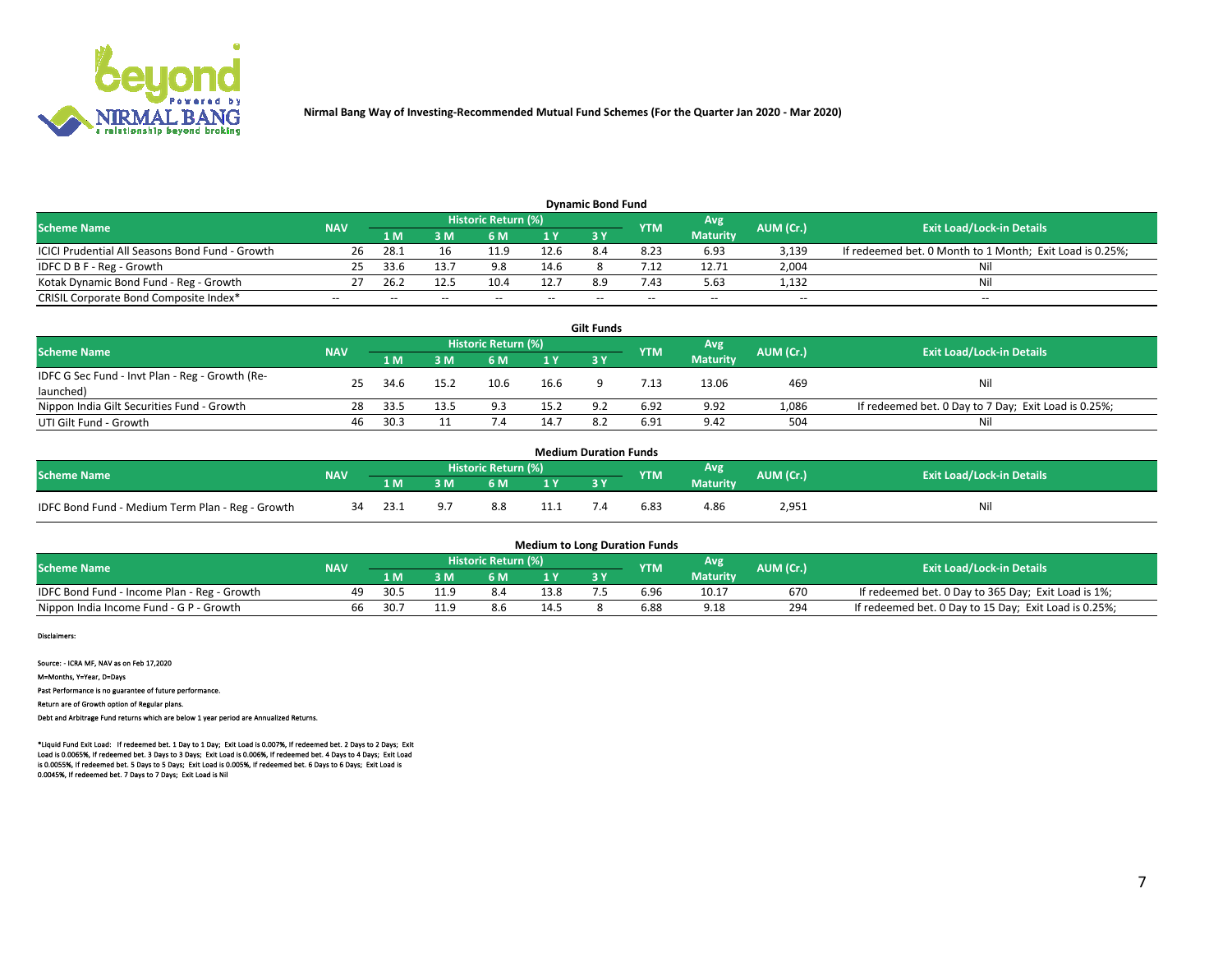Nirmal Bang Way of Investing-Recommended Mutual Fund Schemes (For the Quarter Jan 2020 - Mar 2020)

## Dynamic Bond Fund

| Scheme Name | NAV | Historic Return (%) | | | | | YTM | Avg Maturity | AUM (Cr.) | Exit Load/Lock-in Details |
|---|---|---|---|---|---|---|---|---|---|---|
| | | 1 M | 3 M | 6 M | 1 Y | 3 Y | | | | |
| ICICI Prudential All Seasons Bond Fund - Growth | 26 | 28.1 | 16 | 11.9 | 12.6 | 8.4 | 8.23 | 6.93 | 3,139 | If redeemed bet. 0 Month to 1 Month; Exit Load is 0.25%; |
| IDFC D B F - Reg - Growth | 25 | 33.6 | 13.7 | 9.8 | 14.6 | 8 | 7.12 | 12.71 | 2,004 | Nil |
| Kotak Dynamic Bond Fund - Reg - Growth | 27 | 26.2 | 12.5 | 10.4 | 12.7 | 8.9 | 7.43 | 5.63 | 1,132 | Nil |
| CRISIL Corporate Bond Composite Index* | -- | -- | -- | -- | -- | -- | -- | -- | -- | -- |

## Gilt Funds

| Scheme Name | NAV | Historic Return (%) | | | | | YTM | Avg Maturity | AUM (Cr.) | Exit Load/Lock-in Details |
|---|---|---|---|---|---|---|---|---|---|---|
| | | 1 M | 3 M | 6 M | 1 Y | 3 Y | | | | |
| IDFC G Sec Fund - Invt Plan - Reg - Growth (Re-launched) | 25 | 34.6 | 15.2 | 10.6 | 16.6 | 9 | 7.13 | 13.06 | 469 | Nil |
| Nippon India Gilt Securities Fund - Growth | 28 | 33.5 | 13.5 | 9.3 | 15.2 | 9.2 | 6.92 | 9.92 | 1,086 | If redeemed bet. 0 Day to 7 Day; Exit Load is 0.25%; |
| UTI Gilt Fund - Growth | 46 | 30.3 | 11 | 7.4 | 14.7 | 8.2 | 6.91 | 9.42 | 504 | Nil |

## Medium Duration Funds

| Scheme Name | NAV | Historic Return (%) | | | | | YTM | Avg Maturity | AUM (Cr.) | Exit Load/Lock-in Details |
|---|---|---|---|---|---|---|---|---|---|---|
| | | 1 M | 3 M | 6 M | 1 Y | 3 Y | | | | |
| IDFC Bond Fund - Medium Term Plan - Reg - Growth | 34 | 23.1 | 9.7 | 8.8 | 11.1 | 7.4 | 6.83 | 4.86 | 2,951 | Nil |

## Medium to Long Duration Funds

| Scheme Name | NAV | Historic Return (%) | | | | | YTM | Avg Maturity | AUM (Cr.) | Exit Load/Lock-in Details |
|---|---|---|---|---|---|---|---|---|---|---|
| | | 1 M | 3 M | 6 M | 1 Y | 3 Y | | | | |
| IDFC Bond Fund - Income Plan - Reg - Growth | 49 | 30.5 | 11.9 | 8.4 | 13.8 | 7.5 | 6.96 | 10.17 | 670 | If redeemed bet. 0 Day to 365 Day; Exit Load is 1%; |
| Nippon India Income Fund - G P - Growth | 66 | 30.7 | 11.9 | 8.6 | 14.5 | 8 | 6.88 | 9.18 | 294 | If redeemed bet. 0 Day to 15 Day; Exit Load is 0.25%; |

Disclaimers:

Source: - ICRA MF, NAV as on Feb 17,2020

M=Months, Y=Year, D=Days

Past Performance is no guarantee of future performance.

Return are of Growth option of Regular plans.

Debt and Arbitrage Fund returns which are below 1 year period are Annualized Returns.

*Liquid Fund Exit Load: If redeemed bet. 1 Day to 1 Day; Exit Load is 0.007%, If redeemed bet. 2 Days to 2 Days; Exit Load is 0.0065%, If redeemed bet. 3 Days to 3 Days; Exit Load is 0.006%, If redeemed bet. 4 Days to 4 Days; Exit Load is 0.0055%, If redeemed bet. 5 Days to 5 Days; Exit Load is 0.005%, If redeemed bet. 6 Days to 6 Days; Exit Load is 0.0045%, If redeemed bet. 7 Days to 7 Days; Exit Load is Nil